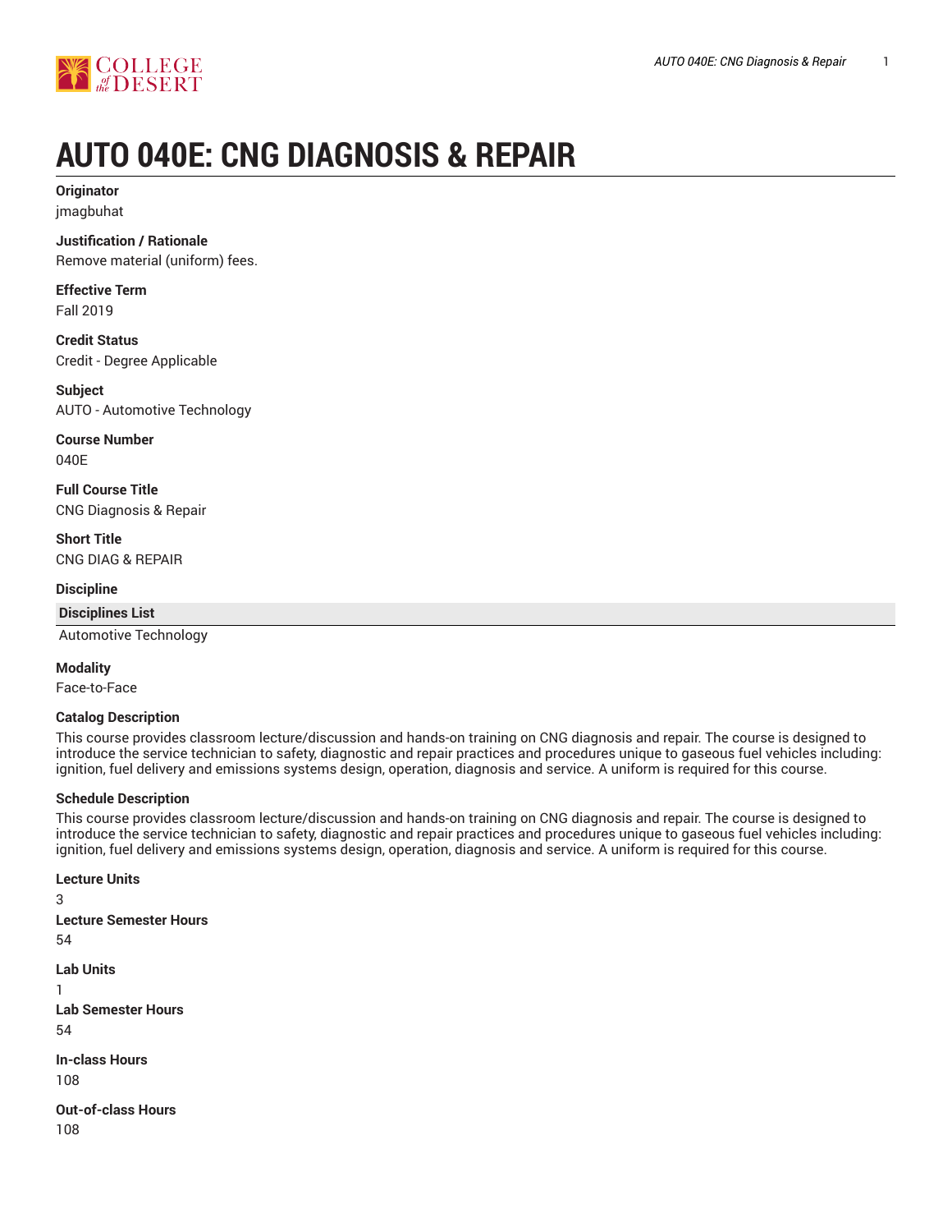# AUTO 040E: CNG DIAGNOSIS & REPAIR

**Originator**
jmagbuhat

**Justification / Rationale**
Remove material (uniform) fees.

**Effective Term**
Fall 2019

**Credit Status**
Credit - Degree Applicable

**Subject**
AUTO - Automotive Technology

**Course Number**
040E

**Full Course Title**
CNG Diagnosis & Repair

**Short Title**
CNG DIAG & REPAIR

**Discipline**

| Disciplines List |
| --- |
| Automotive Technology |

**Modality**
Face-to-Face

**Catalog Description**
This course provides classroom lecture/discussion and hands-on training on CNG diagnosis and repair. The course is designed to introduce the service technician to safety, diagnostic and repair practices and procedures unique to gaseous fuel vehicles including: ignition, fuel delivery and emissions systems design, operation, diagnosis and service. A uniform is required for this course.

**Schedule Description**
This course provides classroom lecture/discussion and hands-on training on CNG diagnosis and repair. The course is designed to introduce the service technician to safety, diagnostic and repair practices and procedures unique to gaseous fuel vehicles including: ignition, fuel delivery and emissions systems design, operation, diagnosis and service. A uniform is required for this course.

**Lecture Units**
3

**Lecture Semester Hours**
54

**Lab Units**
1

**Lab Semester Hours**
54

**In-class Hours**
108

**Out-of-class Hours**
108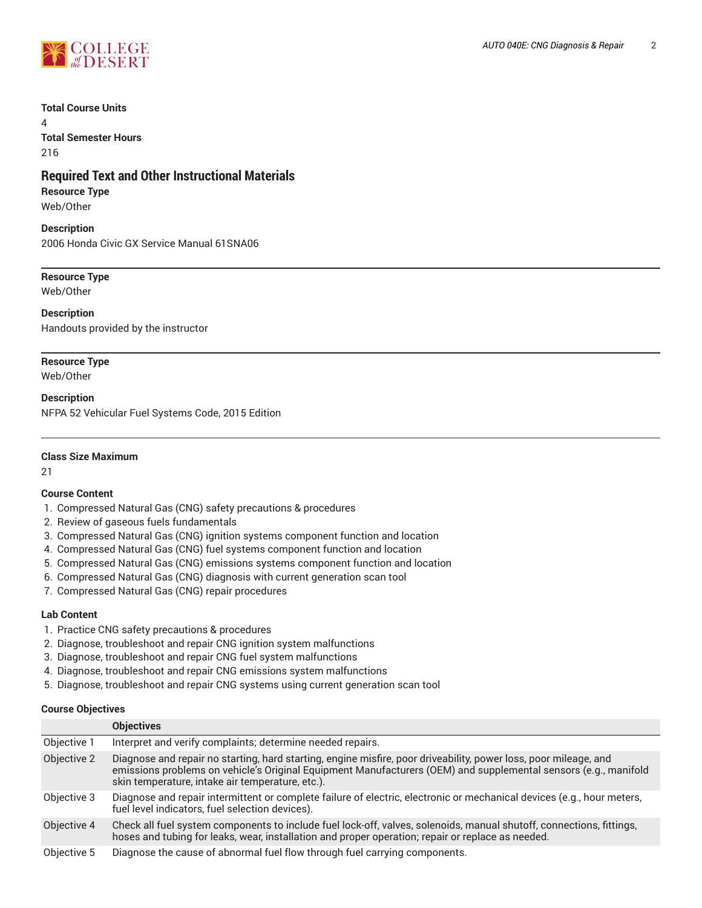**Total Course Units**

4

**Total Semester Hours**

216

## Required Text and Other Instructional Materials

**Resource Type**

Web/Other

**Description**

2006 Honda Civic GX Service Manual 61SNA06

---

**Resource Type**

Web/Other

**Description**

Handouts provided by the instructor

---

**Resource Type**

Web/Other

**Description**

NFPA 52 Vehicular Fuel Systems Code, 2015 Edition

---

**Class Size Maximum**

21

**Course Content**

1. Compressed Natural Gas (CNG) safety precautions & procedures
2. Review of gaseous fuels fundamentals
3. Compressed Natural Gas (CNG) ignition systems component function and location
4. Compressed Natural Gas (CNG) fuel systems component function and location
5. Compressed Natural Gas (CNG) emissions systems component function and location
6. Compressed Natural Gas (CNG) diagnosis with current generation scan tool
7. Compressed Natural Gas (CNG) repair procedures

**Lab Content**

1. Practice CNG safety precautions & procedures
2. Diagnose, troubleshoot and repair CNG ignition system malfunctions
3. Diagnose, troubleshoot and repair CNG fuel system malfunctions
4. Diagnose, troubleshoot and repair CNG emissions system malfunctions
5. Diagnose, troubleshoot and repair CNG systems using current generation scan tool

**Course Objectives**

| | Objectives |
|---|---|
| Objective 1 | Interpret and verify complaints; determine needed repairs. |
| Objective 2 | Diagnose and repair no starting, hard starting, engine misfire, poor driveability, power loss, poor mileage, and emissions problems on vehicle's Original Equipment Manufacturers (OEM) and supplemental sensors (e.g., manifold skin temperature, intake air temperature, etc.). |
| Objective 3 | Diagnose and repair intermittent or complete failure of electric, electronic or mechanical devices (e.g., hour meters, fuel level indicators, fuel selection devices). |
| Objective 4 | Check all fuel system components to include fuel lock-off, valves, solenoids, manual shutoff, connections, fittings, hoses and tubing for leaks, wear, installation and proper operation; repair or replace as needed. |
| Objective 5 | Diagnose the cause of abnormal fuel flow through fuel carrying components. |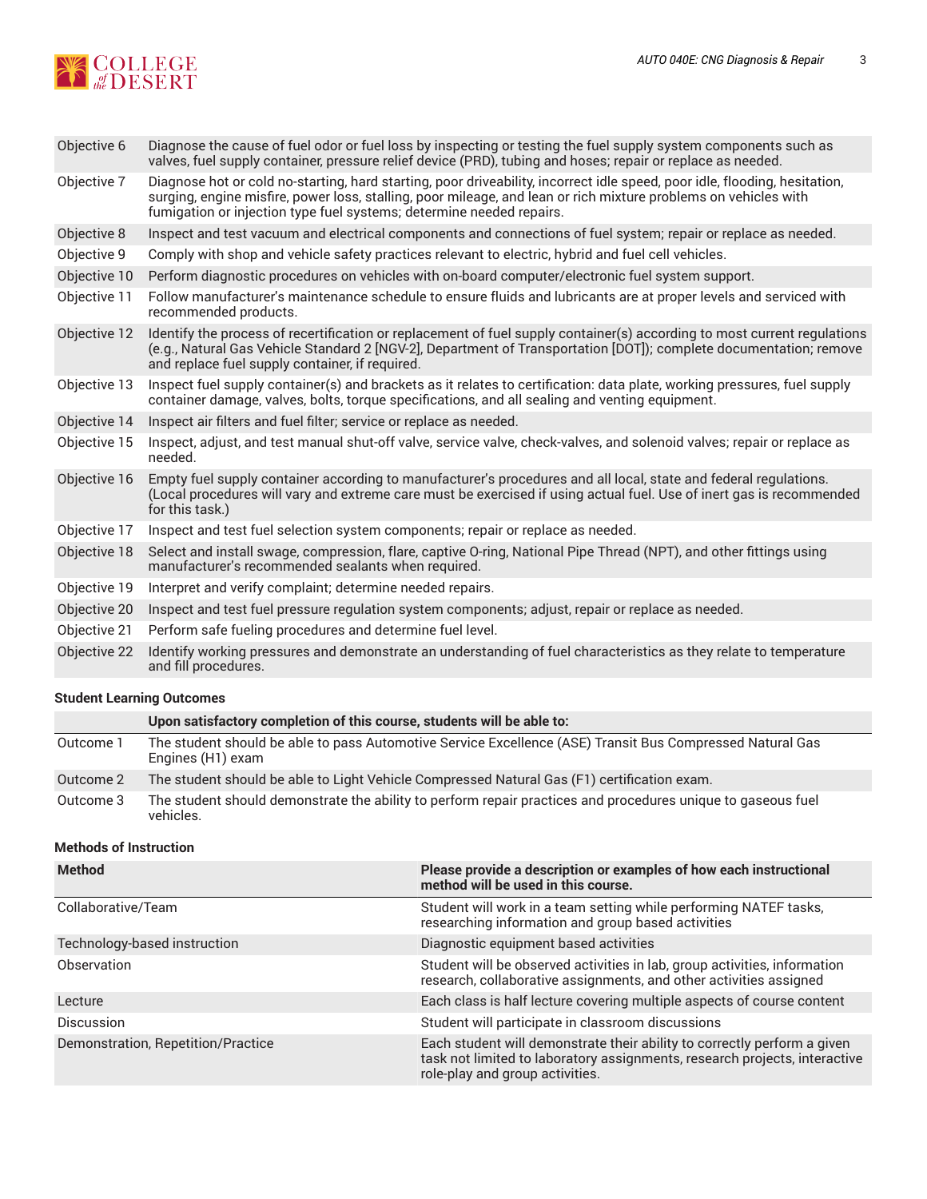| | |
|---|---|
| Objective 6 | Diagnose the cause of fuel odor or fuel loss by inspecting or testing the fuel supply system components such as valves, fuel supply container, pressure relief device (PRD), tubing and hoses; repair or replace as needed. |
| Objective 7 | Diagnose hot or cold no-starting, hard starting, poor driveability, incorrect idle speed, poor idle, flooding, hesitation, surging, engine misfire, power loss, stalling, poor mileage, and lean or rich mixture problems on vehicles with fumigation or injection type fuel systems; determine needed repairs. |
| Objective 8 | Inspect and test vacuum and electrical components and connections of fuel system; repair or replace as needed. |
| Objective 9 | Comply with shop and vehicle safety practices relevant to electric, hybrid and fuel cell vehicles. |
| Objective 10 | Perform diagnostic procedures on vehicles with on-board computer/electronic fuel system support. |
| Objective 11 | Follow manufacturer's maintenance schedule to ensure fluids and lubricants are at proper levels and serviced with recommended products. |
| Objective 12 | Identify the process of recertification or replacement of fuel supply container(s) according to most current regulations (e.g., Natural Gas Vehicle Standard 2 [NGV-2], Department of Transportation [DOT]); complete documentation; remove and replace fuel supply container, if required. |
| Objective 13 | Inspect fuel supply container(s) and brackets as it relates to certification: data plate, working pressures, fuel supply container damage, valves, bolts, torque specifications, and all sealing and venting equipment. |
| Objective 14 | Inspect air filters and fuel filter; service or replace as needed. |
| Objective 15 | Inspect, adjust, and test manual shut-off valve, service valve, check-valves, and solenoid valves; repair or replace as needed. |
| Objective 16 | Empty fuel supply container according to manufacturer's procedures and all local, state and federal regulations. (Local procedures will vary and extreme care must be exercised if using actual fuel. Use of inert gas is recommended for this task.) |
| Objective 17 | Inspect and test fuel selection system components; repair or replace as needed. |
| Objective 18 | Select and install swage, compression, flare, captive O-ring, National Pipe Thread (NPT), and other fittings using manufacturer's recommended sealants when required. |
| Objective 19 | Interpret and verify complaint; determine needed repairs. |
| Objective 20 | Inspect and test fuel pressure regulation system components; adjust, repair or replace as needed. |
| Objective 21 | Perform safe fueling procedures and determine fuel level. |
| Objective 22 | Identify working pressures and demonstrate an understanding of fuel characteristics as they relate to temperature and fill procedures. |

### Student Learning Outcomes

| | **Upon satisfactory completion of this course, students will be able to:** |
|---|---|
| Outcome 1 | The student should be able to pass Automotive Service Excellence (ASE) Transit Bus Compressed Natural Gas Engines (H1) exam |
| Outcome 2 | The student should be able to Light Vehicle Compressed Natural Gas (F1) certification exam. |
| Outcome 3 | The student should demonstrate the ability to perform repair practices and procedures unique to gaseous fuel vehicles. |

### Methods of Instruction

| **Method** | **Please provide a description or examples of how each instructional method will be used in this course.** |
|---|---|
| Collaborative/Team | Student will work in a team setting while performing NATEF tasks, researching information and group based activities |
| Technology-based instruction | Diagnostic equipment based activities |
| Observation | Student will be observed activities in lab, group activities, information research, collaborative assignments, and other activities assigned |
| Lecture | Each class is half lecture covering multiple aspects of course content |
| Discussion | Student will participate in classroom discussions |
| Demonstration, Repetition/Practice | Each student will demonstrate their ability to correctly perform a given task not limited to laboratory assignments, research projects, interactive role-play and group activities. |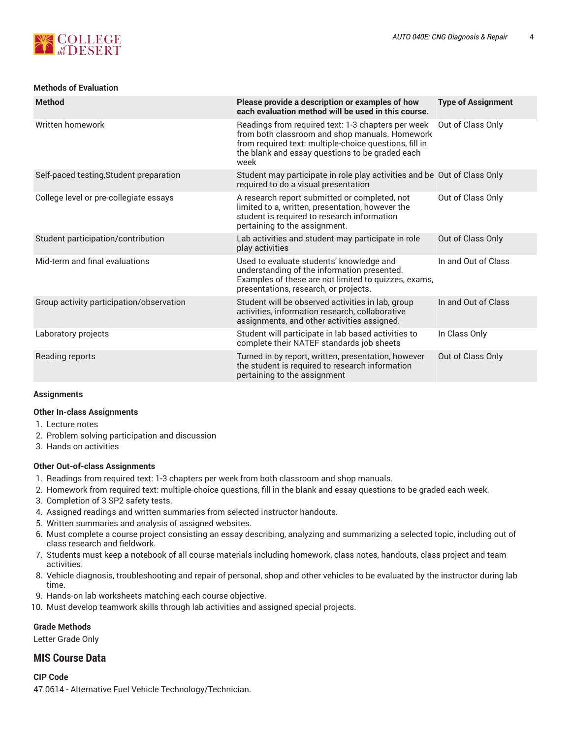#### Methods of Evaluation

| Method | Please provide a description or examples of how each evaluation method will be used in this course. | Type of Assignment |
|---|---|---|
| Written homework | Readings from required text: 1-3 chapters per week from both classroom and shop manuals. Homework from required text: multiple-choice questions, fill in the blank and essay questions to be graded each week | Out of Class Only |
| Self-paced testing,Student preparation | Student may participate in role play activities and be required to do a visual presentation | Out of Class Only |
| College level or pre-collegiate essays | A research report submitted or completed, not limited to a, written, presentation, however the student is required to research information pertaining to the assignment. | Out of Class Only |
| Student participation/contribution | Lab activities and student may participate in role play activities | Out of Class Only |
| Mid-term and final evaluations | Used to evaluate students' knowledge and understanding of the information presented. Examples of these are not limited to quizzes, exams, presentations, research, or projects. | In and Out of Class |
| Group activity participation/observation | Student will be observed activities in lab, group activities, information research, collaborative assignments, and other activities assigned. | In and Out of Class |
| Laboratory projects | Student will participate in lab based activities to complete their NATEF standards job sheets | In Class Only |
| Reading reports | Turned in by report, written, presentation, however the student is required to research information pertaining to the assignment | Out of Class Only |

#### Assignments

#### Other In-class Assignments

1. Lecture notes
2. Problem solving participation and discussion
3. Hands on activities

#### Other Out-of-class Assignments

1. Readings from required text: 1-3 chapters per week from both classroom and shop manuals.
2. Homework from required text: multiple-choice questions, fill in the blank and essay questions to be graded each week.
3. Completion of 3 SP2 safety tests.
4. Assigned readings and written summaries from selected instructor handouts.
5. Written summaries and analysis of assigned websites.
6. Must complete a course project consisting an essay describing, analyzing and summarizing a selected topic, including out of class research and fieldwork.
7. Students must keep a notebook of all course materials including homework, class notes, handouts, class project and team activities.
8. Vehicle diagnosis, troubleshooting and repair of personal, shop and other vehicles to be evaluated by the instructor during lab time.
9. Hands-on lab worksheets matching each course objective.
10. Must develop teamwork skills through lab activities and assigned special projects.

#### Grade Methods

Letter Grade Only

## MIS Course Data

#### CIP Code

47.0614 - Alternative Fuel Vehicle Technology/Technician.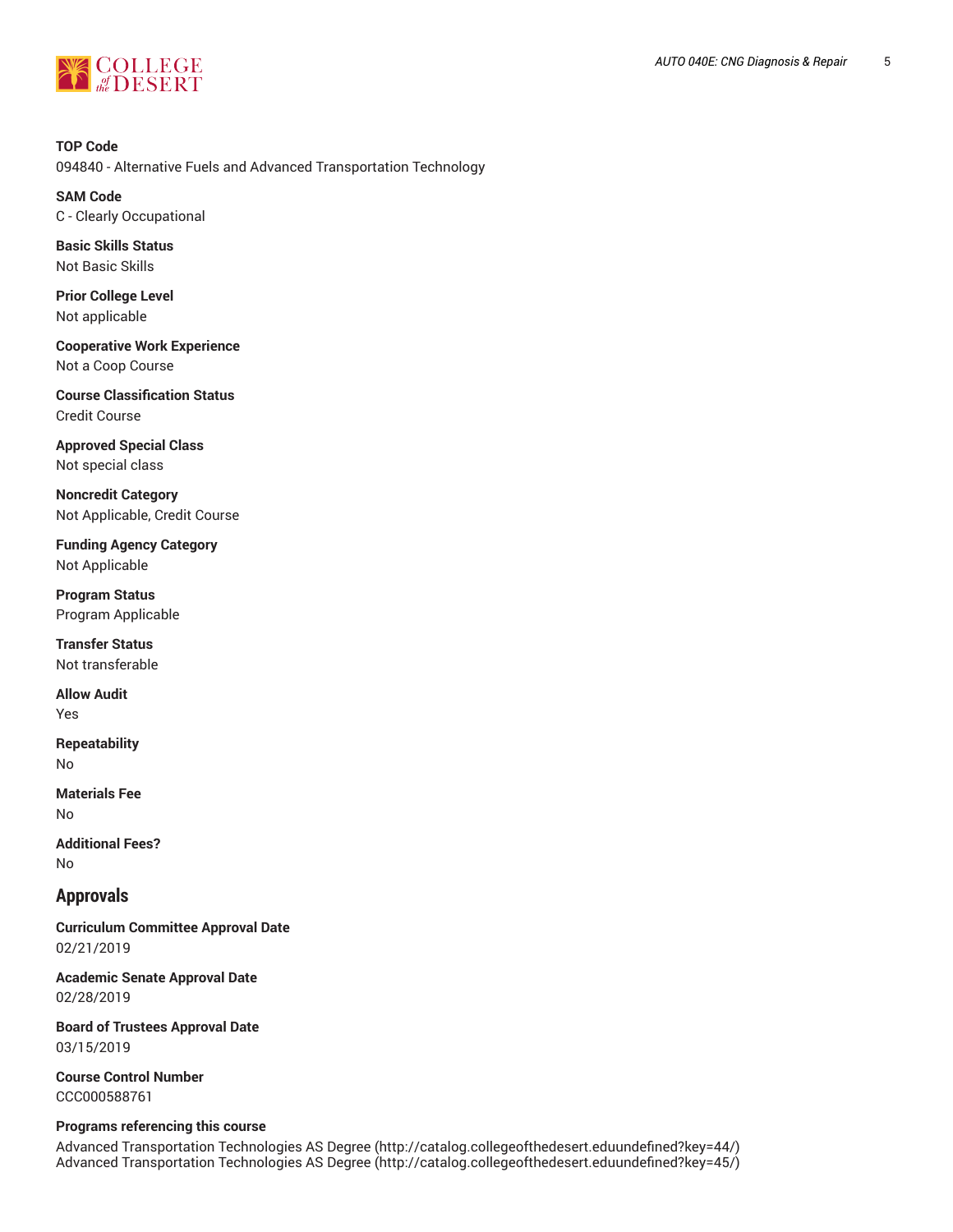**TOP Code**
094840 - Alternative Fuels and Advanced Transportation Technology

**SAM Code**
C - Clearly Occupational

**Basic Skills Status**
Not Basic Skills

**Prior College Level**
Not applicable

**Cooperative Work Experience**
Not a Coop Course

**Course Classification Status**
Credit Course

**Approved Special Class**
Not special class

**Noncredit Category**
Not Applicable, Credit Course

**Funding Agency Category**
Not Applicable

**Program Status**
Program Applicable

**Transfer Status**
Not transferable

**Allow Audit**
Yes

**Repeatability**
No

**Materials Fee**
No

**Additional Fees?**
No

## Approvals

**Curriculum Committee Approval Date**
02/21/2019

**Academic Senate Approval Date**
02/28/2019

**Board of Trustees Approval Date**
03/15/2019

**Course Control Number**
CCC000588761

**Programs referencing this course**
Advanced Transportation Technologies AS Degree (http://catalog.collegeofthedesert.eduundefined?key=44/)
Advanced Transportation Technologies AS Degree (http://catalog.collegeofthedesert.eduundefined?key=45/)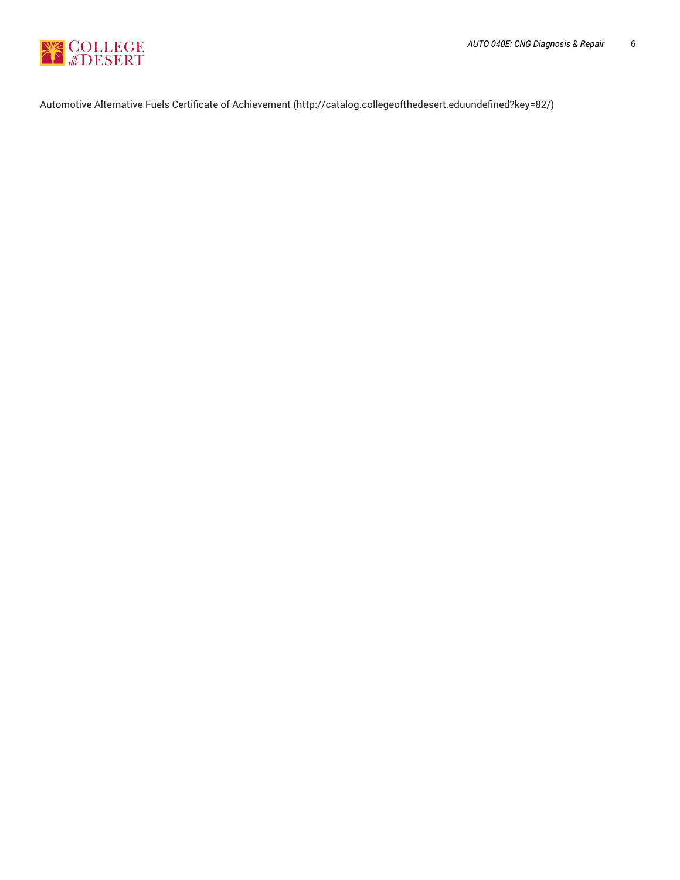Automotive Alternative Fuels Certificate of Achievement (http://catalog.collegeofthedesert.eduundefined?key=82/)